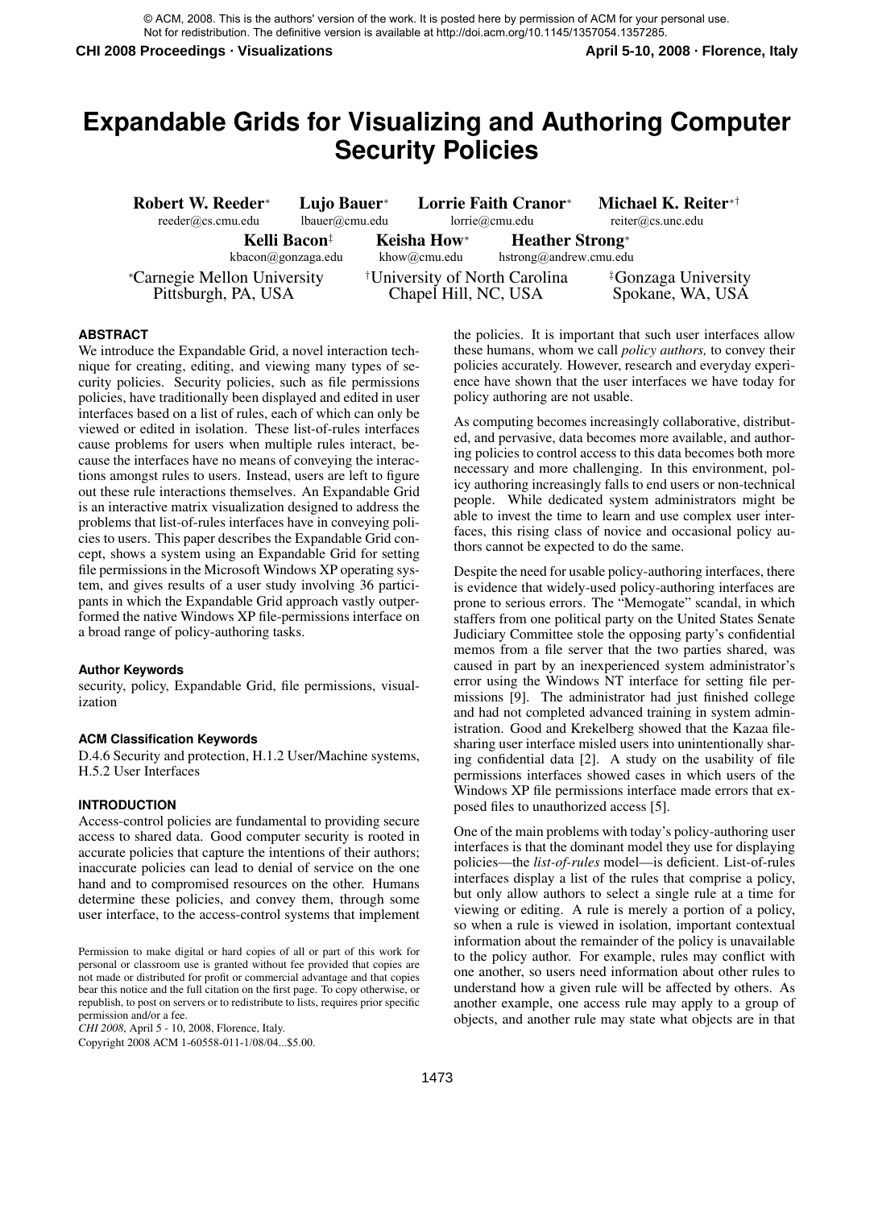© ACM, 2008. This is the authors' version of the work. It is posted here by permission of ACM for your personal use. Not for redistribution. The definitive version is available at http://doi.acm.org/10.1145/1357054.1357285.

# Expandable Grids for Visualizing and Authoring Computer Security Policies

**Robert W. Reeder*** reeder@cs.cmu.edu
**Lujo Bauer*** lbauer@cmu.edu
**Lorrie Faith Cranor*** lorrie@cmu.edu
**Michael K. Reiter*†** reiter@cs.unc.edu
**Kelli Bacon‡** kbacon@gonzaga.edu
**Keisha How*** khow@cmu.edu
**Heather Strong*** hstrong@andrew.cmu.edu

*Carnegie Mellon University, Pittsburgh, PA, USA
†University of North Carolina, Chapel Hill, NC, USA
‡Gonzaga University, Spokane, WA, USA

## ABSTRACT

We introduce the Expandable Grid, a novel interaction technique for creating, editing, and viewing many types of security policies. Security policies, such as file permissions policies, have traditionally been displayed and edited in user interfaces based on a list of rules, each of which can only be viewed or edited in isolation. These list-of-rules interfaces cause problems for users when multiple rules interact, because the interfaces have no means of conveying the interactions amongst rules to users. Instead, users are left to figure out these rule interactions themselves. An Expandable Grid is an interactive matrix visualization designed to address the problems that list-of-rules interfaces have in conveying policies to users. This paper describes the Expandable Grid concept, shows a system using an Expandable Grid for setting file permissions in the Microsoft Windows XP operating system, and gives results of a user study involving 36 participants in which the Expandable Grid approach vastly outperformed the native Windows XP file-permissions interface on a broad range of policy-authoring tasks.

### Author Keywords

security, policy, Expandable Grid, file permissions, visualization

### ACM Classification Keywords

D.4.6 Security and protection, H.1.2 User/Machine systems, H.5.2 User Interfaces

## INTRODUCTION

Access-control policies are fundamental to providing secure access to shared data. Good computer security is rooted in accurate policies that capture the intentions of their authors; inaccurate policies can lead to denial of service on the one hand and to compromised resources on the other. Humans determine these policies, and convey them, through some user interface, to the access-control systems that implement the policies. It is important that such user interfaces allow these humans, whom we call *policy authors,* to convey their policies accurately. However, research and everyday experience have shown that the user interfaces we have today for policy authoring are not usable.

As computing becomes increasingly collaborative, distributed, and pervasive, data becomes more available, and authoring policies to control access to this data becomes both more necessary and more challenging. In this environment, policy authoring increasingly falls to end users or non-technical people. While dedicated system administrators might be able to invest the time to learn and use complex user interfaces, this rising class of novice and occasional policy authors cannot be expected to do the same.

Despite the need for usable policy-authoring interfaces, there is evidence that widely-used policy-authoring interfaces are prone to serious errors. The "Memogate" scandal, in which staffers from one political party on the United States Senate Judiciary Committee stole the opposing party's confidential memos from a file server that the two parties shared, was caused in part by an inexperienced system administrator's error using the Windows NT interface for setting file permissions [9]. The administrator had just finished college and had not completed advanced training in system administration. Good and Krekelberg showed that the Kazaa file-sharing user interface misled users into unintentionally sharing confidential data [2]. A study on the usability of file permissions interfaces showed cases in which users of the Windows XP file permissions interface made errors that exposed files to unauthorized access [5].

One of the main problems with today's policy-authoring user interfaces is that the dominant model they use for displaying policies—the *list-of-rules* model—is deficient. List-of-rules interfaces display a list of the rules that comprise a policy, but only allow authors to select a single rule at a time for viewing or editing. A rule is merely a portion of a policy, so when a rule is viewed in isolation, important contextual information about the remainder of the policy is unavailable to the policy author. For example, rules may conflict with one another, so users need information about other rules to understand how a given rule will be affected by others. As another example, one access rule may apply to a group of objects, and another rule may state what objects are in that

Permission to make digital or hard copies of all or part of this work for personal or classroom use is granted without fee provided that copies are not made or distributed for profit or commercial advantage and that copies bear this notice and the full citation on the first page. To copy otherwise, or republish, to post on servers or to redistribute to lists, requires prior specific permission and/or a fee.
*CHI 2008*, April 5 - 10, 2008, Florence, Italy.
Copyright 2008 ACM 1-60558-011-1/08/04...$5.00.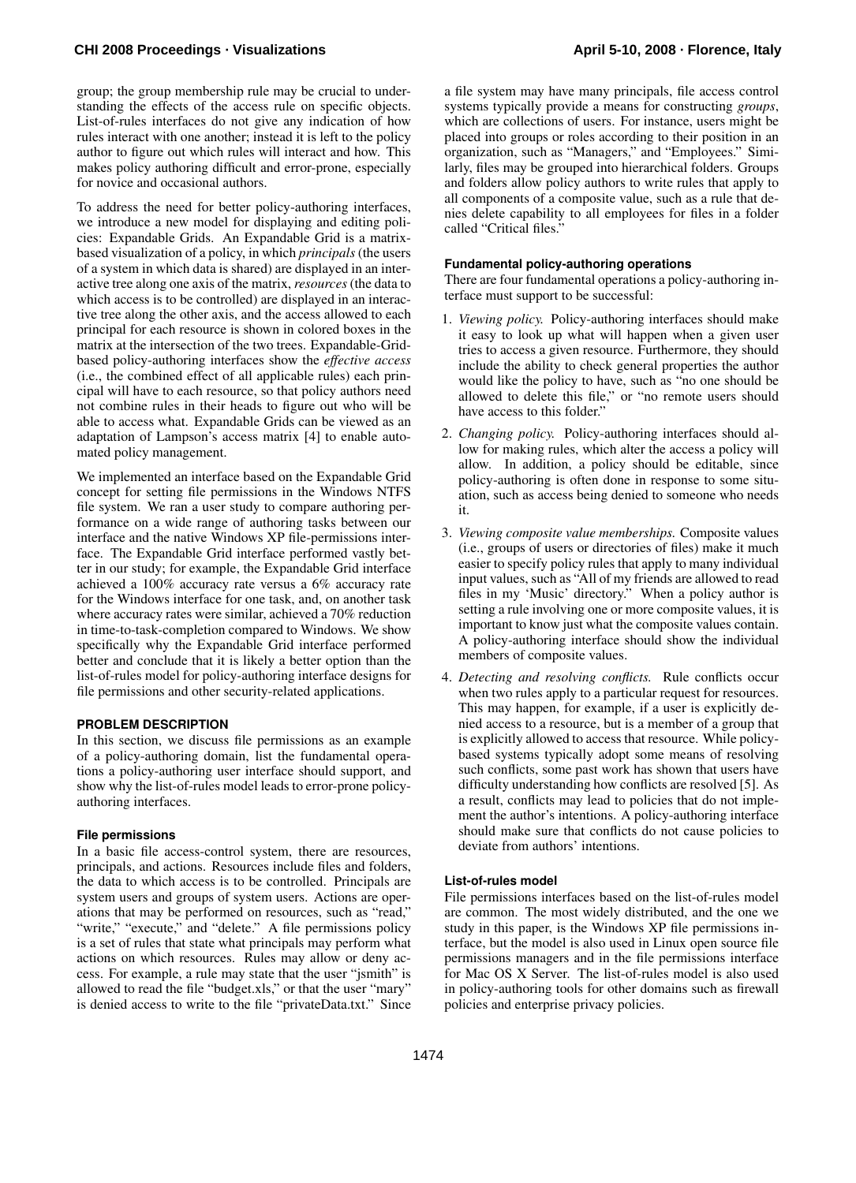group; the group membership rule may be crucial to understanding the effects of the access rule on specific objects. List-of-rules interfaces do not give any indication of how rules interact with one another; instead it is left to the policy author to figure out which rules will interact and how. This makes policy authoring difficult and error-prone, especially for novice and occasional authors.

To address the need for better policy-authoring interfaces, we introduce a new model for displaying and editing policies: Expandable Grids. An Expandable Grid is a matrix-based visualization of a policy, in which *principals* (the users of a system in which data is shared) are displayed in an interactive tree along one axis of the matrix, *resources* (the data to which access is to be controlled) are displayed in an interactive tree along the other axis, and the access allowed to each principal for each resource is shown in colored boxes in the matrix at the intersection of the two trees. Expandable-Grid-based policy-authoring interfaces show the *effective access* (i.e., the combined effect of all applicable rules) each principal will have to each resource, so that policy authors need not combine rules in their heads to figure out who will be able to access what. Expandable Grids can be viewed as an adaptation of Lampson's access matrix [4] to enable automated policy management.

We implemented an interface based on the Expandable Grid concept for setting file permissions in the Windows NTFS file system. We ran a user study to compare authoring performance on a wide range of authoring tasks between our interface and the native Windows XP file-permissions interface. The Expandable Grid interface performed vastly better in our study; for example, the Expandable Grid interface achieved a 100% accuracy rate versus a 6% accuracy rate for the Windows interface for one task, and, on another task where accuracy rates were similar, achieved a 70% reduction in time-to-task-completion compared to Windows. We show specifically why the Expandable Grid interface performed better and conclude that it is likely a better option than the list-of-rules model for policy-authoring interface designs for file permissions and other security-related applications.

## PROBLEM DESCRIPTION

In this section, we discuss file permissions as an example of a policy-authoring domain, list the fundamental operations a policy-authoring user interface should support, and show why the list-of-rules model leads to error-prone policy-authoring interfaces.

### File permissions

In a basic file access-control system, there are resources, principals, and actions. Resources include files and folders, the data to which access is to be controlled. Principals are system users and groups of system users. Actions are operations that may be performed on resources, such as "read," "write," "execute," and "delete." A file permissions policy is a set of rules that state what principals may perform what actions on which resources. Rules may allow or deny access. For example, a rule may state that the user "jsmith" is allowed to read the file "budget.xls," or that the user "mary" is denied access to write to the file "privateData.txt." Since a file system may have many principals, file access control systems typically provide a means for constructing *groups*, which are collections of users. For instance, users might be placed into groups or roles according to their position in an organization, such as "Managers," and "Employees." Similarly, files may be grouped into hierarchical folders. Groups and folders allow policy authors to write rules that apply to all components of a composite value, such as a rule that denies delete capability to all employees for files in a folder called "Critical files."

### Fundamental policy-authoring operations

There are four fundamental operations a policy-authoring interface must support to be successful:

1. *Viewing policy.* Policy-authoring interfaces should make it easy to look up what will happen when a given user tries to access a given resource. Furthermore, they should include the ability to check general properties the author would like the policy to have, such as "no one should be allowed to delete this file," or "no remote users should have access to this folder."
2. *Changing policy.* Policy-authoring interfaces should allow for making rules, which alter the access a policy will allow. In addition, a policy should be editable, since policy-authoring is often done in response to some situation, such as access being denied to someone who needs it.
3. *Viewing composite value memberships.* Composite values (i.e., groups of users or directories of files) make it much easier to specify policy rules that apply to many individual input values, such as "All of my friends are allowed to read files in my 'Music' directory." When a policy author is setting a rule involving one or more composite values, it is important to know just what the composite values contain. A policy-authoring interface should show the individual members of composite values.
4. *Detecting and resolving conflicts.* Rule conflicts occur when two rules apply to a particular request for resources. This may happen, for example, if a user is explicitly denied access to a resource, but is a member of a group that is explicitly allowed to access that resource. While policy-based systems typically adopt some means of resolving such conflicts, some past work has shown that users have difficulty understanding how conflicts are resolved [5]. As a result, conflicts may lead to policies that do not implement the author's intentions. A policy-authoring interface should make sure that conflicts do not cause policies to deviate from authors' intentions.

### List-of-rules model

File permissions interfaces based on the list-of-rules model are common. The most widely distributed, and the one we study in this paper, is the Windows XP file permissions interface, but the model is also used in Linux open source file permissions managers and in the file permissions interface for Mac OS X Server. The list-of-rules model is also used in policy-authoring tools for other domains such as firewall policies and enterprise privacy policies.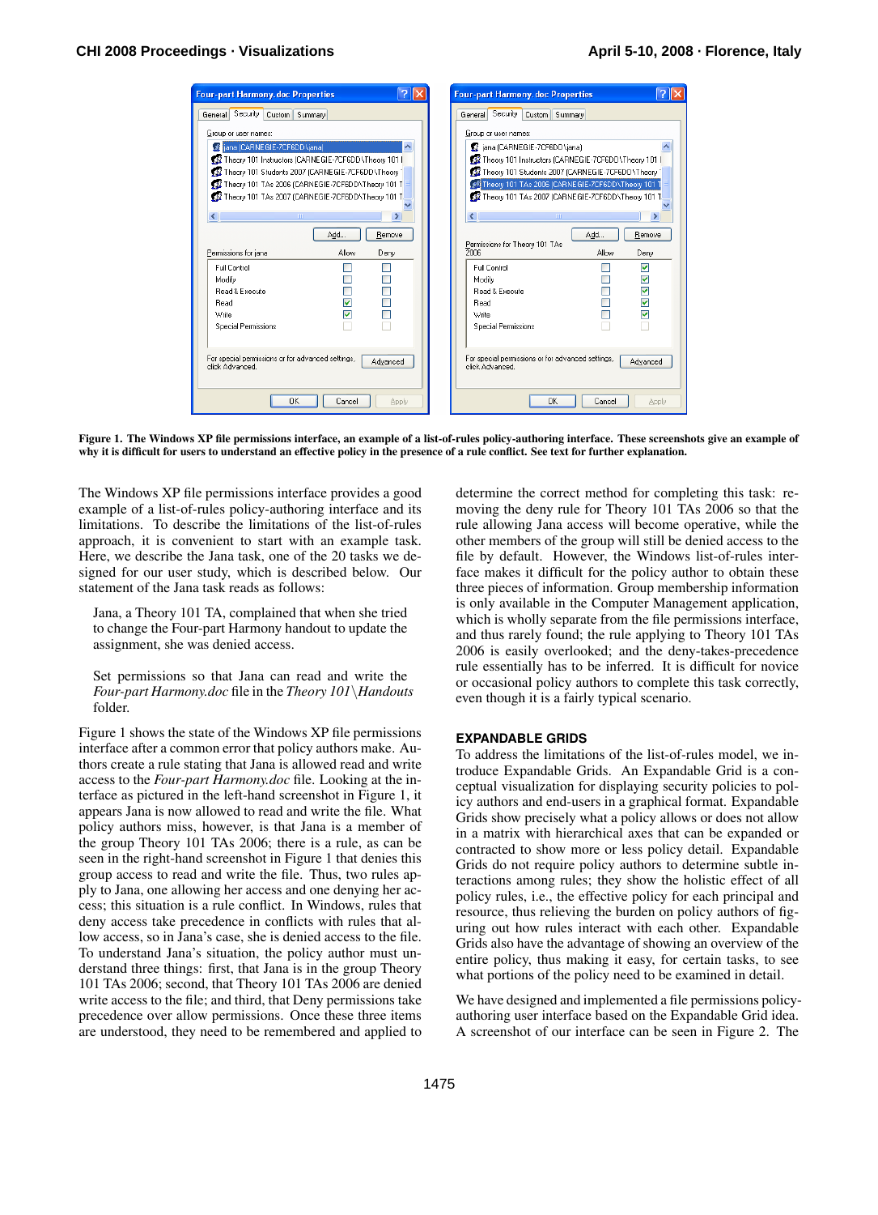Figure 1. The Windows XP file permissions interface, an example of a list-of-rules policy-authoring interface. These screenshots give an example of why it is difficult for users to understand an effective policy in the presence of a rule conflict. See text for further explanation.

The Windows XP file permissions interface provides a good example of a list-of-rules policy-authoring interface and its limitations. To describe the limitations of the list-of-rules approach, it is convenient to start with an example task. Here, we describe the Jana task, one of the 20 tasks we designed for our user study, which is described below. Our statement of the Jana task reads as follows:

> Jana, a Theory 101 TA, complained that when she tried to change the Four-part Harmony handout to update the assignment, she was denied access.
>
> Set permissions so that Jana can read and write the *Four-part Harmony.doc* file in the *Theory 101\Handouts* folder.

Figure 1 shows the state of the Windows XP file permissions interface after a common error that policy authors make. Authors create a rule stating that Jana is allowed read and write access to the *Four-part Harmony.doc* file. Looking at the interface as pictured in the left-hand screenshot in Figure 1, it appears Jana is now allowed to read and write the file. What policy authors miss, however, is that Jana is a member of the group Theory 101 TAs 2006; there is a rule, as can be seen in the right-hand screenshot in Figure 1 that denies this group access to read and write the file. Thus, two rules apply to Jana, one allowing her access and one denying her access; this situation is a rule conflict. In Windows, rules that deny access take precedence in conflicts with rules that allow access, so in Jana's case, she is denied access to the file. To understand Jana's situation, the policy author must understand three things: first, that Jana is in the group Theory 101 TAs 2006; second, that Theory 101 TAs 2006 are denied write access to the file; and third, that Deny permissions take precedence over allow permissions. Once these three items are understood, they need to be remembered and applied to determine the correct method for completing this task: removing the deny rule for Theory 101 TAs 2006 so that the rule allowing Jana access will become operative, while the other members of the group will still be denied access to the file by default. However, the Windows list-of-rules interface makes it difficult for the policy author to obtain these three pieces of information. Group membership information is only available in the Computer Management application, which is wholly separate from the file permissions interface, and thus rarely found; the rule applying to Theory 101 TAs 2006 is easily overlooked; and the deny-takes-precedence rule essentially has to be inferred. It is difficult for novice or occasional policy authors to complete this task correctly, even though it is a fairly typical scenario.

## EXPANDABLE GRIDS

To address the limitations of the list-of-rules model, we introduce Expandable Grids. An Expandable Grid is a conceptual visualization for displaying security policies to policy authors and end-users in a graphical format. Expandable Grids show precisely what a policy allows or does not allow in a matrix with hierarchical axes that can be expanded or contracted to show more or less policy detail. Expandable Grids do not require policy authors to consider subtle interactions among rules; they show the holistic effect of all policy rules, i.e., the effective policy for each principal and resource, thus relieving the burden on policy authors of figuring out how rules interact with each other. Expandable Grids also have the advantage of showing an overview of the entire policy, thus making it easy, for certain tasks, to see what portions of the policy need to be examined in detail.

We have designed and implemented a file permissions policy-authoring user interface based on the Expandable Grid idea. A screenshot of our interface can be seen in Figure 2. The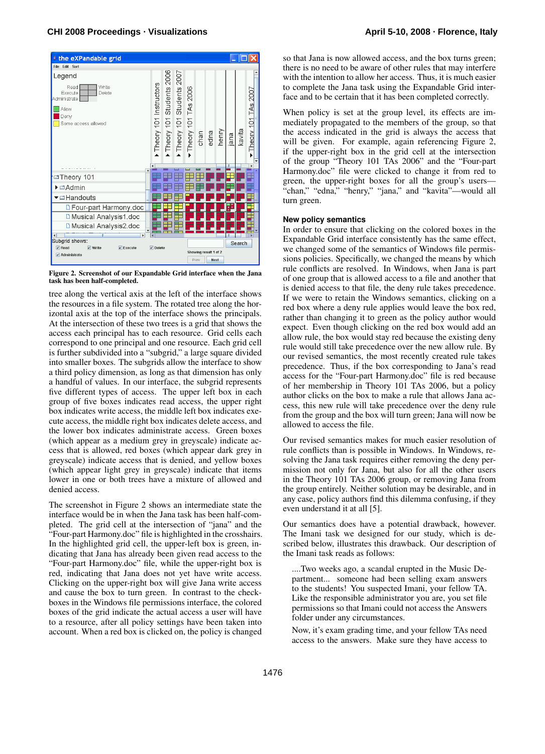Figure 2. Screenshot of our Expandable Grid interface when the Jana task has been half-completed.

tree along the vertical axis at the left of the interface shows the resources in a file system. The rotated tree along the horizontal axis at the top of the interface shows the principals. At the intersection of these two trees is a grid that shows the access each principal has to each resource. Grid cells each correspond to one principal and one resource. Each grid cell is further subdivided into a "subgrid," a large square divided into smaller boxes. The subgrids allow the interface to show a third policy dimension, as long as that dimension has only a handful of values. In our interface, the subgrid represents five different types of access. The upper left box in each group of five boxes indicates read access, the upper right box indicates write access, the middle left box indicates execute access, the middle right box indicates delete access, and the lower box indicates administrate access. Green boxes (which appear as a medium grey in greyscale) indicate access that is allowed, red boxes (which appear dark grey in greyscale) indicate access that is denied, and yellow boxes (which appear light grey in greyscale) indicate that items lower in one or both trees have a mixture of allowed and denied access.

The screenshot in Figure 2 shows an intermediate state the interface would be in when the Jana task has been half-completed. The grid cell at the intersection of "jana" and the "Four-part Harmony.doc" file is highlighted in the crosshairs. In the highlighted grid cell, the upper-left box is green, indicating that Jana has already been given read access to the "Four-part Harmony.doc" file, while the upper-right box is red, indicating that Jana does not yet have write access. Clicking on the upper-right box will give Jana write access and cause the box to turn green. In contrast to the checkboxes in the Windows file permissions interface, the colored boxes of the grid indicate the actual access a user will have to a resource, after all policy settings have been taken into account. When a red box is clicked on, the policy is changed so that Jana is now allowed access, and the box turns green; there is no need to be aware of other rules that may interfere with the intention to allow her access. Thus, it is much easier to complete the Jana task using the Expandable Grid interface and to be certain that it has been completed correctly.

When policy is set at the group level, its effects are immediately propagated to the members of the group, so that the access indicated in the grid is always the access that will be given. For example, again referencing Figure 2, if the upper-right box in the grid cell at the intersection of the group "Theory 101 TAs 2006" and the "Four-part Harmony.doc" file were clicked to change it from red to green, the upper-right boxes for all the group's users—"chan," "edna," "henry," "jana," and "kavita"—would all turn green.

### New policy semantics

In order to ensure that clicking on the colored boxes in the Expandable Grid interface consistently has the same effect, we changed some of the semantics of Windows file permissions policies. Specifically, we changed the means by which rule conflicts are resolved. In Windows, when Jana is part of one group that is allowed access to a file and another that is denied access to that file, the deny rule takes precedence. If we were to retain the Windows semantics, clicking on a red box where a deny rule applies would leave the box red, rather than changing it to green as the policy author would expect. Even though clicking on the red box would add an allow rule, the box would stay red because the existing deny rule would still take precedence over the new allow rule. By our revised semantics, the most recently created rule takes precedence. Thus, if the box corresponding to Jana's read access for the "Four-part Harmony.doc" file is red because of her membership in Theory 101 TAs 2006, but a policy author clicks on the box to make a rule that allows Jana access, this new rule will take precedence over the deny rule from the group and the box will turn green; Jana will now be allowed to access the file.

Our revised semantics makes for much easier resolution of rule conflicts than is possible in Windows. In Windows, resolving the Jana task requires either removing the deny permission not only for Jana, but also for all the other users in the Theory 101 TAs 2006 group, or removing Jana from the group entirely. Neither solution may be desirable, and in any case, policy authors find this dilemma confusing, if they even understand it at all [5].

Our semantics does have a potential drawback, however. The Imani task we designed for our study, which is described below, illustrates this drawback. Our description of the Imani task reads as follows:

> ....Two weeks ago, a scandal erupted in the Music Department... someone had been selling exam answers to the students! You suspected Imani, your fellow TA. Like the responsible administrator you are, you set file permissions so that Imani could not access the Answers folder under any circumstances.
>
> Now, it's exam grading time, and your fellow TAs need access to the answers. Make sure they have access to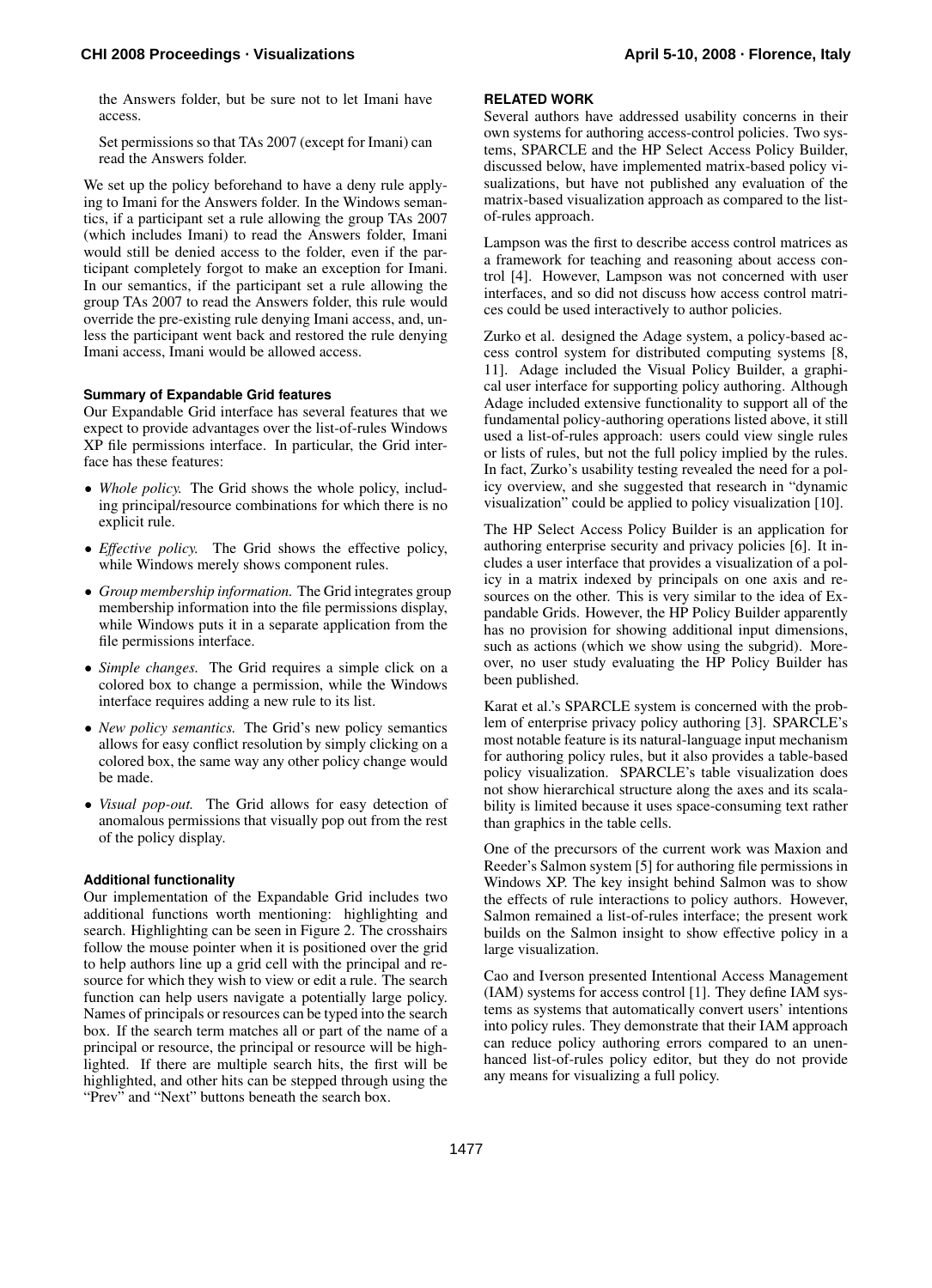the Answers folder, but be sure not to let Imani have access.

Set permissions so that TAs 2007 (except for Imani) can read the Answers folder.

We set up the policy beforehand to have a deny rule applying to Imani for the Answers folder. In the Windows semantics, if a participant set a rule allowing the group TAs 2007 (which includes Imani) to read the Answers folder, Imani would still be denied access to the folder, even if the participant completely forgot to make an exception for Imani. In our semantics, if the participant set a rule allowing the group TAs 2007 to read the Answers folder, this rule would override the pre-existing rule denying Imani access, and, unless the participant went back and restored the rule denying Imani access, Imani would be allowed access.

### Summary of Expandable Grid features

Our Expandable Grid interface has several features that we expect to provide advantages over the list-of-rules Windows XP file permissions interface. In particular, the Grid interface has these features:

- *Whole policy.* The Grid shows the whole policy, including principal/resource combinations for which there is no explicit rule.
- *Effective policy.* The Grid shows the effective policy, while Windows merely shows component rules.
- *Group membership information.* The Grid integrates group membership information into the file permissions display, while Windows puts it in a separate application from the file permissions interface.
- *Simple changes.* The Grid requires a simple click on a colored box to change a permission, while the Windows interface requires adding a new rule to its list.
- *New policy semantics.* The Grid's new policy semantics allows for easy conflict resolution by simply clicking on a colored box, the same way any other policy change would be made.
- *Visual pop-out.* The Grid allows for easy detection of anomalous permissions that visually pop out from the rest of the policy display.

### Additional functionality

Our implementation of the Expandable Grid includes two additional functions worth mentioning: highlighting and search. Highlighting can be seen in Figure 2. The crosshairs follow the mouse pointer when it is positioned over the grid to help authors line up a grid cell with the principal and resource for which they wish to view or edit a rule. The search function can help users navigate a potentially large policy. Names of principals or resources can be typed into the search box. If the search term matches all or part of the name of a principal or resource, the principal or resource will be highlighted. If there are multiple search hits, the first will be highlighted, and other hits can be stepped through using the "Prev" and "Next" buttons beneath the search box.

## RELATED WORK

Several authors have addressed usability concerns in their own systems for authoring access-control policies. Two systems, SPARCLE and the HP Select Access Policy Builder, discussed below, have implemented matrix-based policy visualizations, but have not published any evaluation of the matrix-based visualization approach as compared to the list-of-rules approach.

Lampson was the first to describe access control matrices as a framework for teaching and reasoning about access control [4]. However, Lampson was not concerned with user interfaces, and so did not discuss how access control matrices could be used interactively to author policies.

Zurko et al. designed the Adage system, a policy-based access control system for distributed computing systems [8, 11]. Adage included the Visual Policy Builder, a graphical user interface for supporting policy authoring. Although Adage included extensive functionality to support all of the fundamental policy-authoring operations listed above, it still used a list-of-rules approach: users could view single rules or lists of rules, but not the full policy implied by the rules. In fact, Zurko's usability testing revealed the need for a policy overview, and she suggested that research in "dynamic visualization" could be applied to policy visualization [10].

The HP Select Access Policy Builder is an application for authoring enterprise security and privacy policies [6]. It includes a user interface that provides a visualization of a policy in a matrix indexed by principals on one axis and resources on the other. This is very similar to the idea of Expandable Grids. However, the HP Policy Builder apparently has no provision for showing additional input dimensions, such as actions (which we show using the subgrid). Moreover, no user study evaluating the HP Policy Builder has been published.

Karat et al.'s SPARCLE system is concerned with the problem of enterprise privacy policy authoring [3]. SPARCLE's most notable feature is its natural-language input mechanism for authoring policy rules, but it also provides a table-based policy visualization. SPARCLE's table visualization does not show hierarchical structure along the axes and its scalability is limited because it uses space-consuming text rather than graphics in the table cells.

One of the precursors of the current work was Maxion and Reeder's Salmon system [5] for authoring file permissions in Windows XP. The key insight behind Salmon was to show the effects of rule interactions to policy authors. However, Salmon remained a list-of-rules interface; the present work builds on the Salmon insight to show effective policy in a large visualization.

Cao and Iverson presented Intentional Access Management (IAM) systems for access control [1]. They define IAM systems as systems that automatically convert users' intentions into policy rules. They demonstrate that their IAM approach can reduce policy authoring errors compared to an unenhanced list-of-rules policy editor, but they do not provide any means for visualizing a full policy.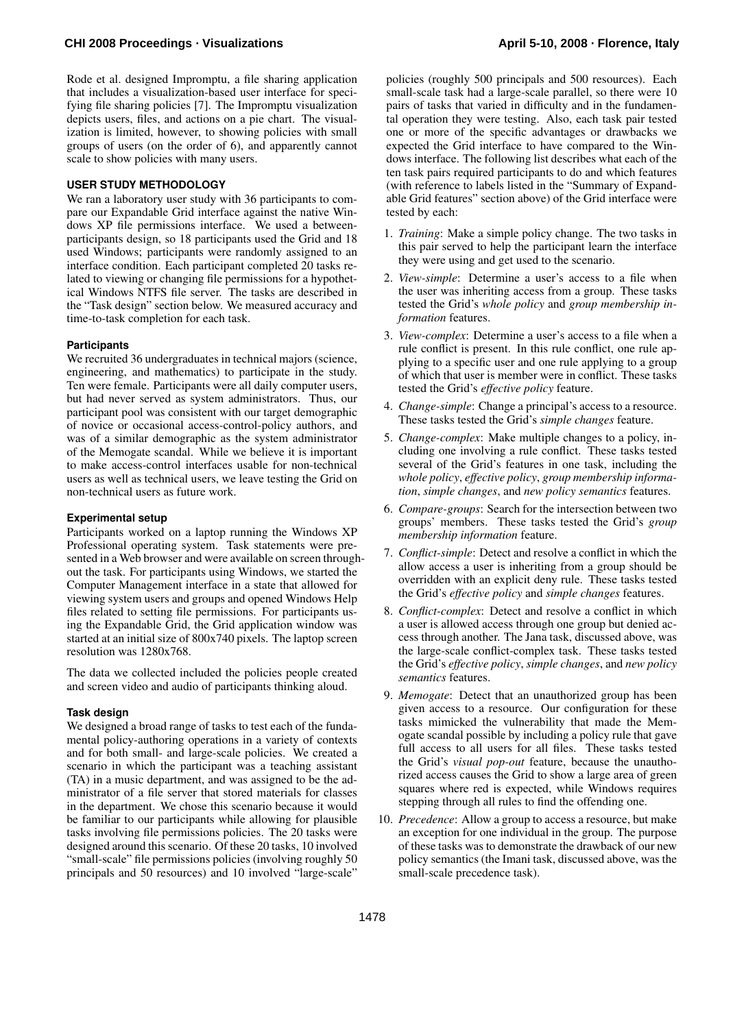Rode et al. designed Impromptu, a file sharing application that includes a visualization-based user interface for specifying file sharing policies [7]. The Impromptu visualization depicts users, files, and actions on a pie chart. The visualization is limited, however, to showing policies with small groups of users (on the order of 6), and apparently cannot scale to show policies with many users.

## USER STUDY METHODOLOGY

We ran a laboratory user study with 36 participants to compare our Expandable Grid interface against the native Windows XP file permissions interface. We used a between-participants design, so 18 participants used the Grid and 18 used Windows; participants were randomly assigned to an interface condition. Each participant completed 20 tasks related to viewing or changing file permissions for a hypothetical Windows NTFS file server. The tasks are described in the "Task design" section below. We measured accuracy and time-to-task completion for each task.

### Participants

We recruited 36 undergraduates in technical majors (science, engineering, and mathematics) to participate in the study. Ten were female. Participants were all daily computer users, but had never served as system administrators. Thus, our participant pool was consistent with our target demographic of novice or occasional access-control-policy authors, and was of a similar demographic as the system administrator of the Memogate scandal. While we believe it is important to make access-control interfaces usable for non-technical users as well as technical users, we leave testing the Grid on non-technical users as future work.

### Experimental setup

Participants worked on a laptop running the Windows XP Professional operating system. Task statements were presented in a Web browser and were available on screen throughout the task. For participants using Windows, we started the Computer Management interface in a state that allowed for viewing system users and groups and opened Windows Help files related to setting file permissions. For participants using the Expandable Grid, the Grid application window was started at an initial size of 800x740 pixels. The laptop screen resolution was 1280x768.

The data we collected included the policies people created and screen video and audio of participants thinking aloud.

### Task design

We designed a broad range of tasks to test each of the fundamental policy-authoring operations in a variety of contexts and for both small- and large-scale policies. We created a scenario in which the participant was a teaching assistant (TA) in a music department, and was assigned to be the administrator of a file server that stored materials for classes in the department. We chose this scenario because it would be familiar to our participants while allowing for plausible tasks involving file permissions policies. The 20 tasks were designed around this scenario. Of these 20 tasks, 10 involved "small-scale" file permissions policies (involving roughly 50 principals and 50 resources) and 10 involved "large-scale" policies (roughly 500 principals and 500 resources). Each small-scale task had a large-scale parallel, so there were 10 pairs of tasks that varied in difficulty and in the fundamental operation they were testing. Also, each task pair tested one or more of the specific advantages or drawbacks we expected the Grid interface to have compared to the Windows interface. The following list describes what each of the ten task pairs required participants to do and which features (with reference to labels listed in the "Summary of Expandable Grid features" section above) of the Grid interface were tested by each:

1. *Training*: Make a simple policy change. The two tasks in this pair served to help the participant learn the interface they were using and get used to the scenario.
2. *View-simple*: Determine a user's access to a file when the user was inheriting access from a group. These tasks tested the Grid's *whole policy* and *group membership information* features.
3. *View-complex*: Determine a user's access to a file when a rule conflict is present. In this rule conflict, one rule applying to a specific user and one rule applying to a group of which that user is member were in conflict. These tasks tested the Grid's *effective policy* feature.
4. *Change-simple*: Change a principal's access to a resource. These tasks tested the Grid's *simple changes* feature.
5. *Change-complex*: Make multiple changes to a policy, including one involving a rule conflict. These tasks tested several of the Grid's features in one task, including the *whole policy*, *effective policy*, *group membership information*, *simple changes*, and *new policy semantics* features.
6. *Compare-groups*: Search for the intersection between two groups' members. These tasks tested the Grid's *group membership information* feature.
7. *Conflict-simple*: Detect and resolve a conflict in which the allow access a user is inheriting from a group should be overridden with an explicit deny rule. These tasks tested the Grid's *effective policy* and *simple changes* features.
8. *Conflict-complex*: Detect and resolve a conflict in which a user is allowed access through one group but denied access through another. The Jana task, discussed above, was the large-scale conflict-complex task. These tasks tested the Grid's *effective policy*, *simple changes*, and *new policy semantics* features.
9. *Memogate*: Detect that an unauthorized group has been given access to a resource. Our configuration for these tasks mimicked the vulnerability that made the Memogate scandal possible by including a policy rule that gave full access to all users for all files. These tasks tested the Grid's *visual pop-out* feature, because the unauthorized access causes the Grid to show a large area of green squares where red is expected, while Windows requires stepping through all rules to find the offending one.
10. *Precedence*: Allow a group to access a resource, but make an exception for one individual in the group. The purpose of these tasks was to demonstrate the drawback of our new policy semantics (the Imani task, discussed above, was the small-scale precedence task).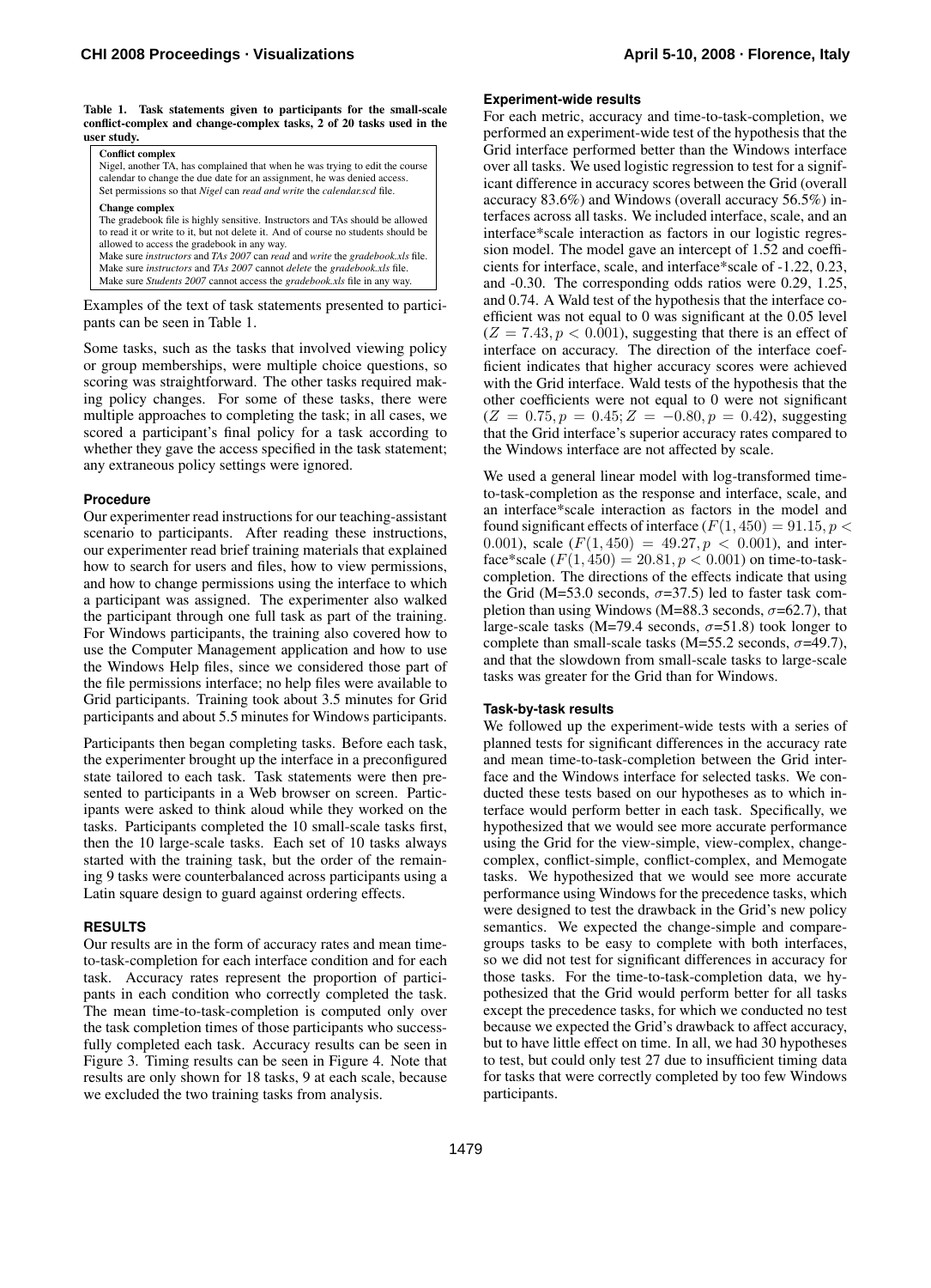**Table 1. Task statements given to participants for the small-scale conflict-complex and change-complex tasks, 2 of 20 tasks used in the user study.**

**Conflict complex**
Nigel, another TA, has complained that when he was trying to edit the course calendar to change the due date for an assignment, he was denied access.
Set permissions so that *Nigel* can *read and write* the *calendar.scd* file.

**Change complex**
The gradebook file is highly sensitive. Instructors and TAs should be allowed to read it or write to it, but not delete it. And of course no students should be allowed to access the gradebook in any way.
Make sure *instructors* and *TAs 2007* can *read* and *write* the *gradebook.xls* file.
Make sure *instructors* and *TAs 2007* cannot *delete* the *gradebook.xls* file.
Make sure *Students 2007* cannot access the *gradebook.xls* file in any way.

Examples of the text of task statements presented to participants can be seen in Table 1.

Some tasks, such as the tasks that involved viewing policy or group memberships, were multiple choice questions, so scoring was straightforward. The other tasks required making policy changes. For some of these tasks, there were multiple approaches to completing the task; in all cases, we scored a participant's final policy for a task according to whether they gave the access specified in the task statement; any extraneous policy settings were ignored.

### Procedure

Our experimenter read instructions for our teaching-assistant scenario to participants. After reading these instructions, our experimenter read brief training materials that explained how to search for users and files, how to view permissions, and how to change permissions using the interface to which a participant was assigned. The experimenter also walked the participant through one full task as part of the training. For Windows participants, the training also covered how to use the Computer Management application and how to use the Windows Help files, since we considered those part of the file permissions interface; no help files were available to Grid participants. Training took about 3.5 minutes for Grid participants and about 5.5 minutes for Windows participants.

Participants then began completing tasks. Before each task, the experimenter brought up the interface in a preconfigured state tailored to each task. Task statements were then presented to participants in a Web browser on screen. Participants were asked to think aloud while they worked on the tasks. Participants completed the 10 small-scale tasks first, then the 10 large-scale tasks. Each set of 10 tasks always started with the training task, but the order of the remaining 9 tasks were counterbalanced across participants using a Latin square design to guard against ordering effects.

## RESULTS

Our results are in the form of accuracy rates and mean time-to-task-completion for each interface condition and for each task. Accuracy rates represent the proportion of participants in each condition who correctly completed the task. The mean time-to-task-completion is computed only over the task completion times of those participants who successfully completed each task. Accuracy results can be seen in Figure 3. Timing results can be seen in Figure 4. Note that results are only shown for 18 tasks, 9 at each scale, because we excluded the two training tasks from analysis.

### Experiment-wide results

For each metric, accuracy and time-to-task-completion, we performed an experiment-wide test of the hypothesis that the Grid interface performed better than the Windows interface over all tasks. We used logistic regression to test for a significant difference in accuracy scores between the Grid (overall accuracy 83.6%) and Windows (overall accuracy 56.5%) interfaces across all tasks. We included interface, scale, and an interface*scale interaction as factors in our logistic regression model. The model gave an intercept of 1.52 and coefficients for interface, scale, and interface*scale of -1.22, 0.23, and -0.30. The corresponding odds ratios were 0.29, 1.25, and 0.74. A Wald test of the hypothesis that the interface coefficient was not equal to 0 was significant at the 0.05 level ($Z = 7.43, p < 0.001$), suggesting that there is an effect of interface on accuracy. The direction of the interface coefficient indicates that higher accuracy scores were achieved with the Grid interface. Wald tests of the hypothesis that the other coefficients were not equal to 0 were not significant ($Z = 0.75, p = 0.45; Z = -0.80, p = 0.42$), suggesting that the Grid interface's superior accuracy rates compared to the Windows interface are not affected by scale.

We used a general linear model with log-transformed time-to-task-completion as the response and interface, scale, and an interface*scale interaction as factors in the model and found significant effects of interface ($F(1, 450) = 91.15, p < 0.001$), scale ($F(1, 450) = 49.27, p < 0.001$), and interface*scale ($F(1, 450) = 20.81, p < 0.001$) on time-to-task-completion. The directions of the effects indicate that using the Grid (M=53.0 seconds, $\sigma$=37.5) led to faster task completion than using Windows (M=88.3 seconds, $\sigma$=62.7), that large-scale tasks (M=79.4 seconds, $\sigma$=51.8) took longer to complete than small-scale tasks (M=55.2 seconds, $\sigma$=49.7), and that the slowdown from small-scale tasks to large-scale tasks was greater for the Grid than for Windows.

### Task-by-task results

We followed up the experiment-wide tests with a series of planned tests for significant differences in the accuracy rate and mean time-to-task-completion between the Grid interface and the Windows interface for selected tasks. We conducted these tests based on our hypotheses as to which interface would perform better in each task. Specifically, we hypothesized that we would see more accurate performance using the Grid for the view-simple, view-complex, change-complex, conflict-simple, conflict-complex, and Memogate tasks. We hypothesized that we would see more accurate performance using Windows for the precedence tasks, which were designed to test the drawback in the Grid's new policy semantics. We expected the change-simple and compare-groups tasks to be easy to complete with both interfaces, so we did not test for significant differences in accuracy for those tasks. For the time-to-task-completion data, we hypothesized that the Grid would perform better for all tasks except the precedence tasks, for which we conducted no test because we expected the Grid's drawback to affect accuracy, but to have little effect on time. In all, we had 30 hypotheses to test, but could only test 27 due to insufficient timing data for tasks that were correctly completed by too few Windows participants.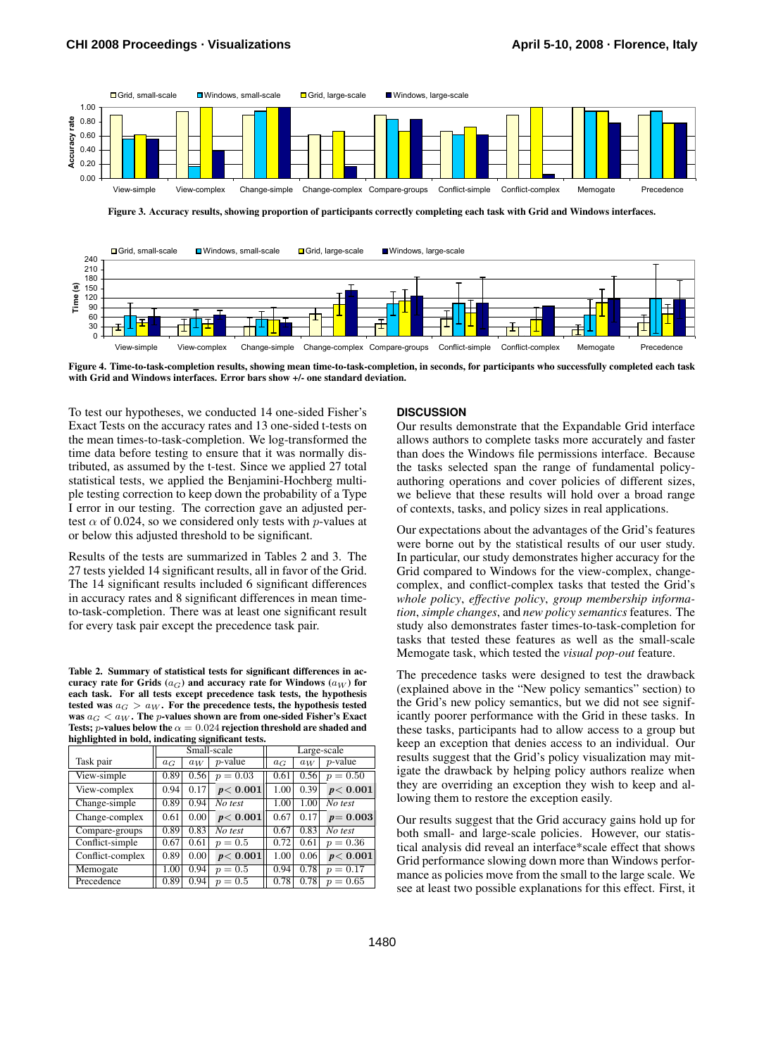Figure 3. Accuracy results, showing proportion of participants correctly completing each task with Grid and Windows interfaces.

Figure 4. Time-to-task-completion results, showing mean time-to-task-completion, in seconds, for participants who successfully completed each task with Grid and Windows interfaces. Error bars show +/- one standard deviation.

To test our hypotheses, we conducted 14 one-sided Fisher's Exact Tests on the accuracy rates and 13 one-sided t-tests on the mean times-to-task-completion. We log-transformed the time data before testing to ensure that it was normally distributed, as assumed by the t-test. Since we applied 27 total statistical tests, we applied the Benjamini-Hochberg multiple testing correction to keep down the probability of a Type I error in our testing. The correction gave an adjusted per-test $\alpha$ of 0.024, so we considered only tests with $p$-values at or below this adjusted threshold to be significant.

Results of the tests are summarized in Tables 2 and 3. The 27 tests yielded 14 significant results, all in favor of the Grid. The 14 significant results included 6 significant differences in accuracy rates and 8 significant differences in mean time-to-task-completion. There was at least one significant result for every task pair except the precedence task pair.

**Table 2. Summary of statistical tests for significant differences in accuracy rate for Grids ($a_G$) and accuracy rate for Windows ($a_W$) for each task. For all tests except precedence task tests, the hypothesis tested was $a_G > a_W$. For the precedence tests, the hypothesis tested was $a_G < a_W$. The $p$-values shown are from one-sided Fisher's Exact Tests; $p$-values below the $\alpha = 0.024$ rejection threshold are shaded and highlighted in bold, indicating significant tests.**

| Task pair | Small-scale | | | Large-scale | | |
|---|---|---|---|---|---|---|
| | $a_G$ | $a_W$ | $p$-value | $a_G$ | $a_W$ | $p$-value |
| View-simple | 0.89 | 0.56 | $p = 0.03$ | 0.61 | 0.56 | $p = 0.50$ |
| View-complex | 0.94 | 0.17 | **$p < 0.001$** | 1.00 | 0.39 | **$p < 0.001$** |
| Change-simple | 0.89 | 0.94 | *No test* | 1.00 | 1.00 | *No test* |
| Change-complex | 0.61 | 0.00 | **$p < 0.001$** | 0.67 | 0.17 | **$p = 0.003$** |
| Compare-groups | 0.89 | 0.83 | *No test* | 0.67 | 0.83 | *No test* |
| Conflict-simple | 0.67 | 0.61 | $p = 0.5$ | 0.72 | 0.61 | $p = 0.36$ |
| Conflict-complex | 0.89 | 0.00 | **$p < 0.001$** | 1.00 | 0.06 | **$p < 0.001$** |
| Memogate | 1.00 | 0.94 | $p = 0.5$ | 0.94 | 0.78 | $p = 0.17$ |
| Precedence | 0.89 | 0.94 | $p = 0.5$ | 0.78 | 0.78 | $p = 0.65$ |

## DISCUSSION

Our results demonstrate that the Expandable Grid interface allows authors to complete tasks more accurately and faster than does the Windows file permissions interface. Because the tasks selected span the range of fundamental policy-authoring operations and cover policies of different sizes, we believe that these results will hold over a broad range of contexts, tasks, and policy sizes in real applications.

Our expectations about the advantages of the Grid's features were borne out by the statistical results of our user study. In particular, our study demonstrates higher accuracy for the Grid compared to Windows for the view-complex, change-complex, and conflict-complex tasks that tested the Grid's *whole policy*, *effective policy*, *group membership information*, *simple changes*, and *new policy semantics* features. The study also demonstrates faster times-to-task-completion for tasks that tested these features as well as the small-scale Memogate task, which tested the *visual pop-out* feature.

The precedence tasks were designed to test the drawback (explained above in the "New policy semantics" section) to the Grid's new policy semantics, but we did not see significantly poorer performance with the Grid in these tasks. In these tasks, participants had to allow access to a group but keep an exception that denies access to an individual. Our results suggest that the Grid's policy visualization may mitigate the drawback by helping policy authors realize when they are overriding an exception they wish to keep and allowing them to restore the exception easily.

Our results suggest that the Grid accuracy gains hold up for both small- and large-scale policies. However, our statistical analysis did reveal an interface*scale effect that shows Grid performance slowing down more than Windows performance as policies move from the small to the large scale. We see at least two possible explanations for this effect. First, it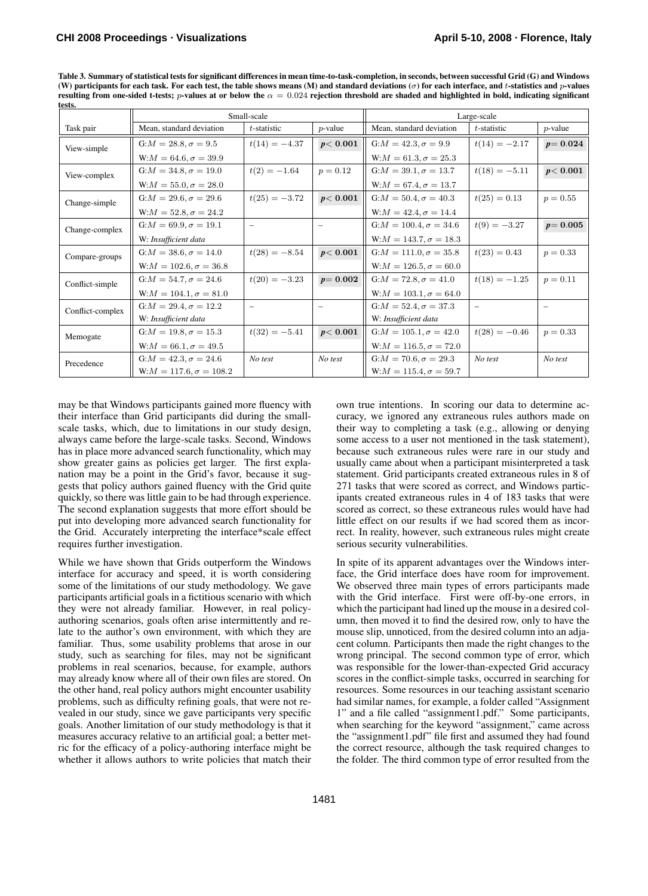**Table 3. Summary of statistical tests for significant differences in mean time-to-task-completion, in seconds, between successful Grid (G) and Windows (W) participants for each task. For each test, the table shows means (M) and standard deviations ($\sigma$) for each interface, and $t$-statistics and $p$-values resulting from one-sided t-tests; $p$-values at or below the $\alpha = 0.024$ rejection threshold are shaded and highlighted in bold, indicating significant tests.**

| | Small-scale | | | Large-scale | | |
|---|---|---|---|---|---|---|
| Task pair | Mean, standard deviation | $t$-statistic | $p$-value | Mean, standard deviation | $t$-statistic | $p$-value |
| View-simple | G:$M = 28.8, \sigma = 9.5$<br>W:$M = 64.6, \sigma = 39.9$ | $t(14) = -4.37$ | $\mathbf{p < 0.001}$ | G:$M = 42.3, \sigma = 9.9$<br>W:$M = 61.3, \sigma = 25.3$ | $t(14) = -2.17$ | $\mathbf{p = 0.024}$ |
| View-complex | G:$M = 34.8, \sigma = 19.0$<br>W:$M = 55.0, \sigma = 28.0$ | $t(2) = -1.64$ | $p = 0.12$ | G:$M = 39.1, \sigma = 13.7$<br>W:$M = 67.4, \sigma = 13.7$ | $t(18) = -5.11$ | $\mathbf{p < 0.001}$ |
| Change-simple | G:$M = 29.6, \sigma = 29.6$<br>W:$M = 52.8, \sigma = 24.2$ | $t(25) = -3.72$ | $\mathbf{p < 0.001}$ | G:$M = 50.4, \sigma = 40.3$<br>W:$M = 42.4, \sigma = 14.4$ | $t(25) = 0.13$ | $p = 0.55$ |
| Change-complex | G:$M = 69.9, \sigma = 19.1$<br>W: *Insufficient data* | – | – | G:$M = 100.4, \sigma = 34.6$<br>W:$M = 143.7, \sigma = 18.3$ | $t(9) = -3.27$ | $\mathbf{p = 0.005}$ |
| Compare-groups | G:$M = 38.6, \sigma = 14.0$<br>W:$M = 102.6, \sigma = 36.8$ | $t(28) = -8.54$ | $\mathbf{p < 0.001}$ | G:$M = 111.0, \sigma = 35.8$<br>W:$M = 126.5, \sigma = 60.0$ | $t(23) = 0.43$ | $p = 0.33$ |
| Conflict-simple | G:$M = 54.7, \sigma = 24.6$<br>W:$M = 104.1, \sigma = 81.0$ | $t(20) = -3.23$ | $\mathbf{p = 0.002}$ | G:$M = 72.8, \sigma = 41.0$<br>W:$M = 103.1, \sigma = 64.0$ | $t(18) = -1.25$ | $p = 0.11$ |
| Conflict-complex | G:$M = 29.4, \sigma = 12.2$<br>W: *Insufficient data* | – | – | G:$M = 52.4, \sigma = 37.3$<br>W: *Insufficient data* | – | – |
| Memogate | G:$M = 19.8, \sigma = 15.3$<br>W:$M = 66.1, \sigma = 49.5$ | $t(32) = -5.41$ | $\mathbf{p < 0.001}$ | G:$M = 105.1, \sigma = 42.0$<br>W:$M = 116.5, \sigma = 72.0$ | $t(28) = -0.46$ | $p = 0.33$ |
| Precedence | G:$M = 42.3, \sigma = 24.6$<br>W:$M = 117.6, \sigma = 108.2$ | *No test* | *No test* | G:$M = 70.6, \sigma = 29.3$<br>W:$M = 115.4, \sigma = 59.7$ | *No test* | *No test* |

may be that Windows participants gained more fluency with their interface than Grid participants did during the small-scale tasks, which, due to limitations in our study design, always came before the large-scale tasks. Second, Windows has in place more advanced search functionality, which may show greater gains as policies get larger. The first explanation may be a point in the Grid's favor, because it suggests that policy authors gained fluency with the Grid quite quickly, so there was little gain to be had through experience. The second explanation suggests that more effort should be put into developing more advanced search functionality for the Grid. Accurately interpreting the interface*scale effect requires further investigation.

While we have shown that Grids outperform the Windows interface for accuracy and speed, it is worth considering some of the limitations of our study methodology. We gave participants artificial goals in a fictitious scenario with which they were not already familiar. However, in real policy-authoring scenarios, goals often arise intermittently and relate to the author's own environment, with which they are familiar. Thus, some usability problems that arose in our study, such as searching for files, may not be significant problems in real scenarios, because, for example, authors may already know where all of their own files are stored. On the other hand, real policy authors might encounter usability problems, such as difficulty refining goals, that were not revealed in our study, since we gave participants very specific goals. Another limitation of our study methodology is that it measures accuracy relative to an artificial goal; a better metric for the efficacy of a policy-authoring interface might be whether it allows authors to write policies that match their own true intentions. In scoring our data to determine accuracy, we ignored any extraneous rules authors made on their way to completing a task (e.g., allowing or denying some access to a user not mentioned in the task statement), because such extraneous rules were rare in our study and usually came about when a participant misinterpreted a task statement. Grid participants created extraneous rules in 8 of 271 tasks that were scored as correct, and Windows participants created extraneous rules in 4 of 183 tasks that were scored as correct, so these extraneous rules would have had little effect on our results if we had scored them as incorrect. In reality, however, such extraneous rules might create serious security vulnerabilities.

In spite of its apparent advantages over the Windows interface, the Grid interface does have room for improvement. We observed three main types of errors participants made with the Grid interface. First were off-by-one errors, in which the participant had lined up the mouse in a desired column, then moved it to find the desired row, only to have the mouse slip, unnoticed, from the desired column into an adjacent column. Participants then made the right changes to the wrong principal. The second common type of error, which was responsible for the lower-than-expected Grid accuracy scores in the conflict-simple tasks, occurred in searching for resources. Some resources in our teaching assistant scenario had similar names, for example, a folder called "Assignment 1" and a file called "assignment1.pdf." Some participants, when searching for the keyword "assignment," came across the "assignment1.pdf" file first and assumed they had found the correct resource, although the task required changes to the folder. The third common type of error resulted from the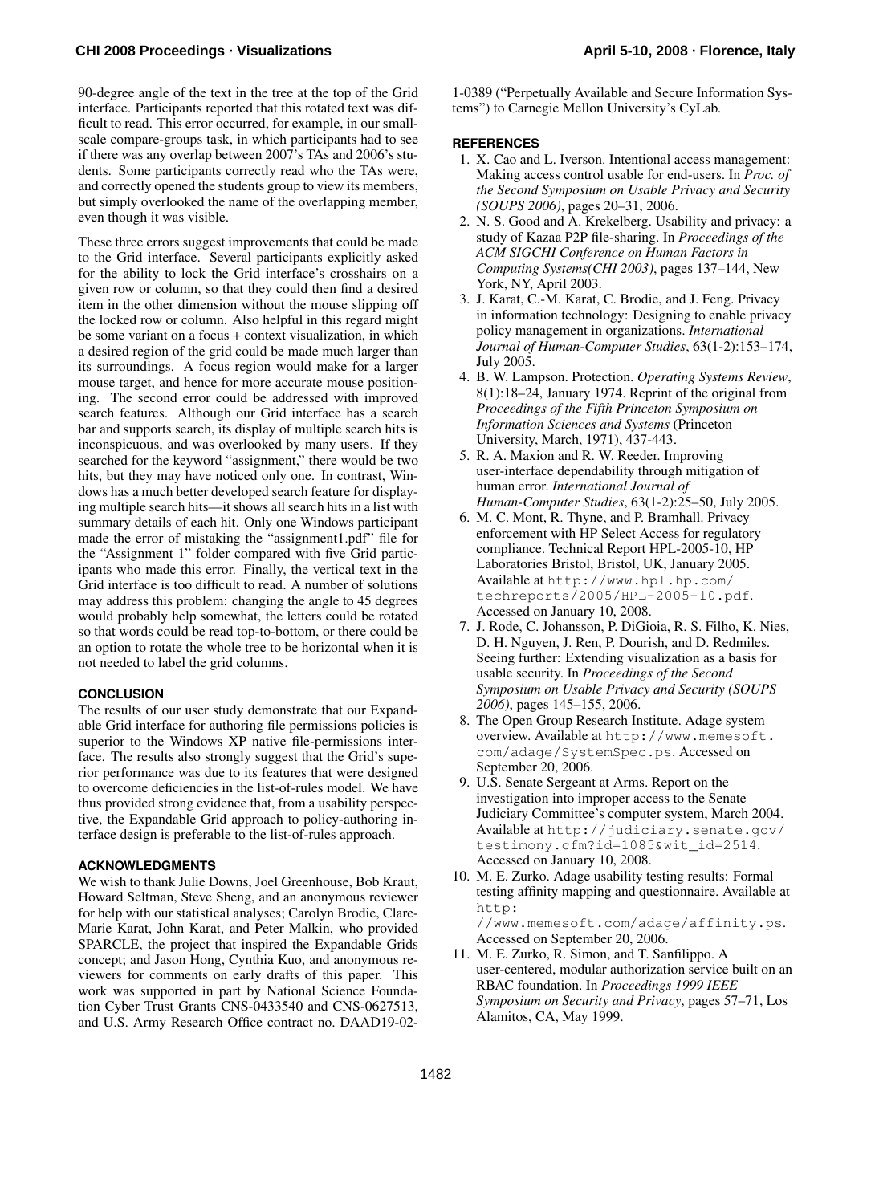90-degree angle of the text in the tree at the top of the Grid interface. Participants reported that this rotated text was difficult to read. This error occurred, for example, in our small-scale compare-groups task, in which participants had to see if there was any overlap between 2007's TAs and 2006's students. Some participants correctly read who the TAs were, and correctly opened the students group to view its members, but simply overlooked the name of the overlapping member, even though it was visible.

These three errors suggest improvements that could be made to the Grid interface. Several participants explicitly asked for the ability to lock the Grid interface's crosshairs on a given row or column, so that they could then find a desired item in the other dimension without the mouse slipping off the locked row or column. Also helpful in this regard might be some variant on a focus + context visualization, in which a desired region of the grid could be made much larger than its surroundings. A focus region would make for a larger mouse target, and hence for more accurate mouse positioning. The second error could be addressed with improved search features. Although our Grid interface has a search bar and supports search, its display of multiple search hits is inconspicuous, and was overlooked by many users. If they searched for the keyword "assignment," there would be two hits, but they may have noticed only one. In contrast, Windows has a much better developed search feature for displaying multiple search hits—it shows all search hits in a list with summary details of each hit. Only one Windows participant made the error of mistaking the "assignment1.pdf" file for the "Assignment 1" folder compared with five Grid participants who made this error. Finally, the vertical text in the Grid interface is too difficult to read. A number of solutions may address this problem: changing the angle to 45 degrees would probably help somewhat, the letters could be rotated so that words could be read top-to-bottom, or there could be an option to rotate the whole tree to be horizontal when it is not needed to label the grid columns.

## CONCLUSION

The results of our user study demonstrate that our Expandable Grid interface for authoring file permissions policies is superior to the Windows XP native file-permissions interface. The results also strongly suggest that the Grid's superior performance was due to its features that were designed to overcome deficiencies in the list-of-rules model. We have thus provided strong evidence that, from a usability perspective, the Expandable Grid approach to policy-authoring interface design is preferable to the list-of-rules approach.

## ACKNOWLEDGMENTS

We wish to thank Julie Downs, Joel Greenhouse, Bob Kraut, Howard Seltman, Steve Sheng, and an anonymous reviewer for help with our statistical analyses; Carolyn Brodie, Clare-Marie Karat, John Karat, and Peter Malkin, who provided SPARCLE, the project that inspired the Expandable Grids concept; and Jason Hong, Cynthia Kuo, and anonymous reviewers for comments on early drafts of this paper. This work was supported in part by National Science Foundation Cyber Trust Grants CNS-0433540 and CNS-0627513, and U.S. Army Research Office contract no. DAAD19-02-1-0389 ("Perpetually Available and Secure Information Systems") to Carnegie Mellon University's CyLab.

## REFERENCES

1. X. Cao and L. Iverson. Intentional access management: Making access control usable for end-users. In *Proc. of the Second Symposium on Usable Privacy and Security (SOUPS 2006)*, pages 20–31, 2006.
2. N. S. Good and A. Krekelberg. Usability and privacy: a study of Kazaa P2P file-sharing. In *Proceedings of the ACM SIGCHI Conference on Human Factors in Computing Systems(CHI 2003)*, pages 137–144, New York, NY, April 2003.
3. J. Karat, C.-M. Karat, C. Brodie, and J. Feng. Privacy in information technology: Designing to enable privacy policy management in organizations. *International Journal of Human-Computer Studies*, 63(1-2):153–174, July 2005.
4. B. W. Lampson. Protection. *Operating Systems Review*, 8(1):18–24, January 1974. Reprint of the original from *Proceedings of the Fifth Princeton Symposium on Information Sciences and Systems* (Princeton University, March, 1971), 437-443.
5. R. A. Maxion and R. W. Reeder. Improving user-interface dependability through mitigation of human error. *International Journal of Human-Computer Studies*, 63(1-2):25–50, July 2005.
6. M. C. Mont, R. Thyne, and P. Bramhall. Privacy enforcement with HP Select Access for regulatory compliance. Technical Report HPL-2005-10, HP Laboratories Bristol, Bristol, UK, January 2005. Available at `http://www.hpl.hp.com/techreports/2005/HPL-2005-10.pdf`. Accessed on January 10, 2008.
7. J. Rode, C. Johansson, P. DiGioia, R. S. Filho, K. Nies, D. H. Nguyen, J. Ren, P. Dourish, and D. Redmiles. Seeing further: Extending visualization as a basis for usable security. In *Proceedings of the Second Symposium on Usable Privacy and Security (SOUPS 2006)*, pages 145–155, 2006.
8. The Open Group Research Institute. Adage system overview. Available at `http://www.memesoft.com/adage/SystemSpec.ps`. Accessed on September 20, 2006.
9. U.S. Senate Sergeant at Arms. Report on the investigation into improper access to the Senate Judiciary Committee's computer system, March 2004. Available at `http://judiciary.senate.gov/testimony.cfm?id=1085&wit_id=2514`. Accessed on January 10, 2008.
10. M. E. Zurko. Adage usability testing results: Formal testing affinity mapping and questionnaire. Available at `http://www.memesoft.com/adage/affinity.ps`. Accessed on September 20, 2006.
11. M. E. Zurko, R. Simon, and T. Sanfilippo. A user-centered, modular authorization service built on an RBAC foundation. In *Proceedings 1999 IEEE Symposium on Security and Privacy*, pages 57–71, Los Alamitos, CA, May 1999.